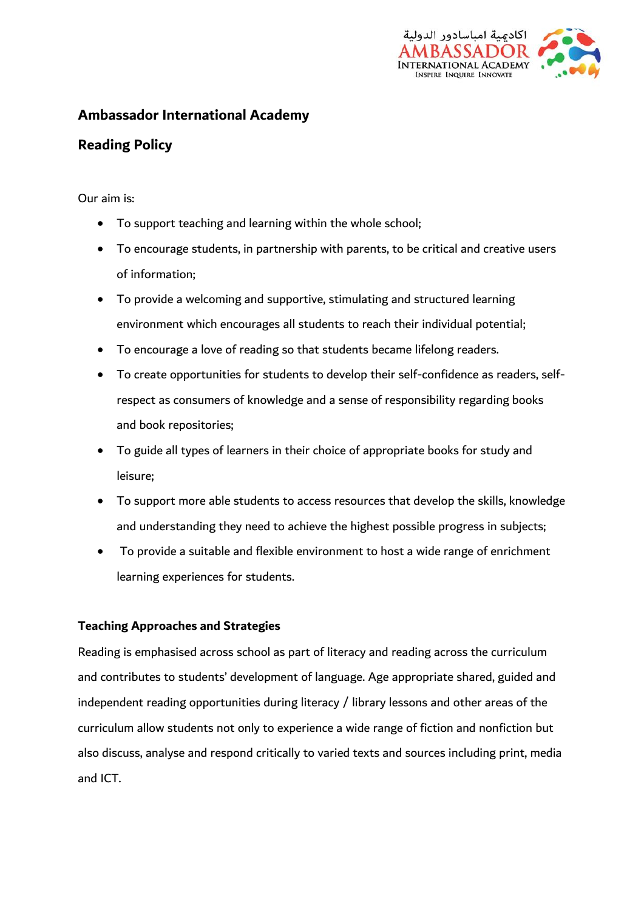# Ambassador International Academy

## Reading Policy

Our aim is:

- To support teaching and learning within the whole school;
- To encourage students, in partnership with parents, to be critical and creative users of information;
- To provide a welcoming and supportive, stimulating and structured learning environment which encourages all students to reach their individual potential;
- To encourage a love of reading so that students became lifelong readers.
- To create opportunities for students to develop their self-confidence as readers, self-respect as consumers of knowledge and a sense of responsibility regarding books and book repositories;
- To guide all types of learners in their choice of appropriate books for study and leisure;
- To support more able students to access resources that develop the skills, knowledge and understanding they need to achieve the highest possible progress in subjects;
- To provide a suitable and flexible environment to host a wide range of enrichment learning experiences for students.

### Teaching Approaches and Strategies

Reading is emphasised across school as part of literacy and reading across the curriculum and contributes to students' development of language. Age appropriate shared, guided and independent reading opportunities during literacy / library lessons and other areas of the curriculum allow students not only to experience a wide range of fiction and nonfiction but also discuss, analyse and respond critically to varied texts and sources including print, media and ICT.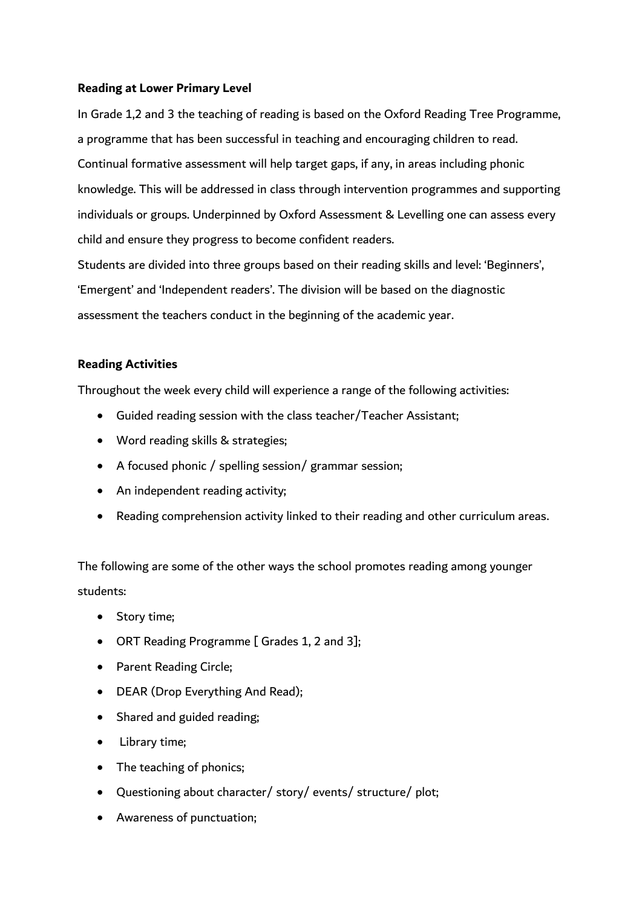**Reading at Lower Primary Level**

In Grade 1,2 and 3 the teaching of reading is based on the Oxford Reading Tree Programme, a programme that has been successful in teaching and encouraging children to read. Continual formative assessment will help target gaps, if any, in areas including phonic knowledge. This will be addressed in class through intervention programmes and supporting individuals or groups. Underpinned by Oxford Assessment & Levelling one can assess every child and ensure they progress to become confident readers.

Students are divided into three groups based on their reading skills and level: 'Beginners', 'Emergent' and 'Independent readers'. The division will be based on the diagnostic assessment the teachers conduct in the beginning of the academic year.

**Reading Activities**

Throughout the week every child will experience a range of the following activities:

- Guided reading session with the class teacher/Teacher Assistant;
- Word reading skills & strategies;
- A focused phonic / spelling session/ grammar session;
- An independent reading activity;
- Reading comprehension activity linked to their reading and other curriculum areas.

The following are some of the other ways the school promotes reading among younger students:

- Story time;
- ORT Reading Programme [ Grades 1, 2 and 3];
- Parent Reading Circle;
- DEAR (Drop Everything And Read);
- Shared and guided reading;
- Library time;
- The teaching of phonics;
- Questioning about character/ story/ events/ structure/ plot;
- Awareness of punctuation;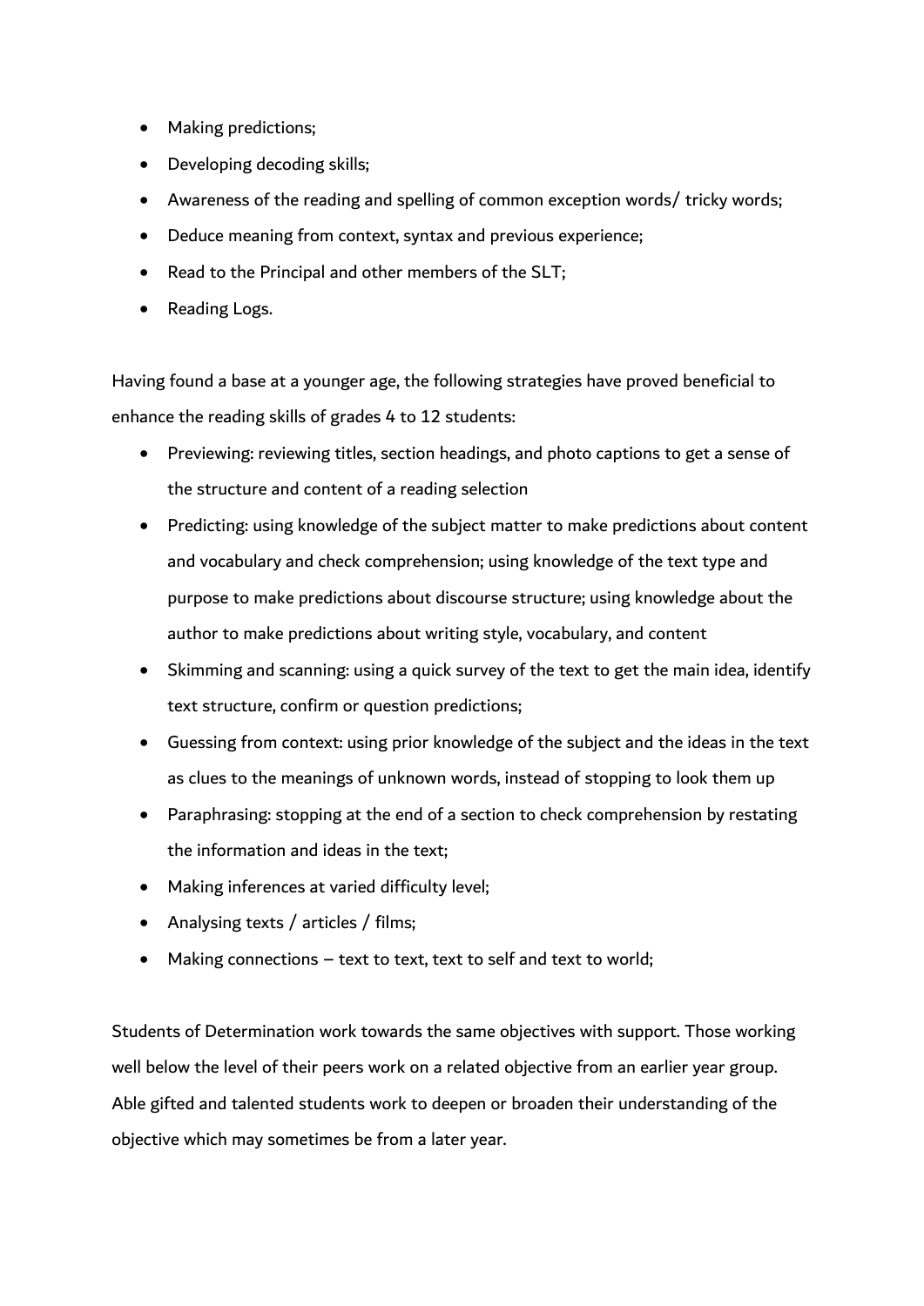- Making predictions;
- Developing decoding skills;
- Awareness of the reading and spelling of common exception words/ tricky words;
- Deduce meaning from context, syntax and previous experience;
- Read to the Principal and other members of the SLT;
- Reading Logs.

Having found a base at a younger age, the following strategies have proved beneficial to enhance the reading skills of grades 4 to 12 students:

- Previewing: reviewing titles, section headings, and photo captions to get a sense of the structure and content of a reading selection
- Predicting: using knowledge of the subject matter to make predictions about content and vocabulary and check comprehension; using knowledge of the text type and purpose to make predictions about discourse structure; using knowledge about the author to make predictions about writing style, vocabulary, and content
- Skimming and scanning: using a quick survey of the text to get the main idea, identify text structure, confirm or question predictions;
- Guessing from context: using prior knowledge of the subject and the ideas in the text as clues to the meanings of unknown words, instead of stopping to look them up
- Paraphrasing: stopping at the end of a section to check comprehension by restating the information and ideas in the text;
- Making inferences at varied difficulty level;
- Analysing texts / articles / films;
- Making connections – text to text, text to self and text to world;

Students of Determination work towards the same objectives with support. Those working well below the level of their peers work on a related objective from an earlier year group. Able gifted and talented students work to deepen or broaden their understanding of the objective which may sometimes be from a later year.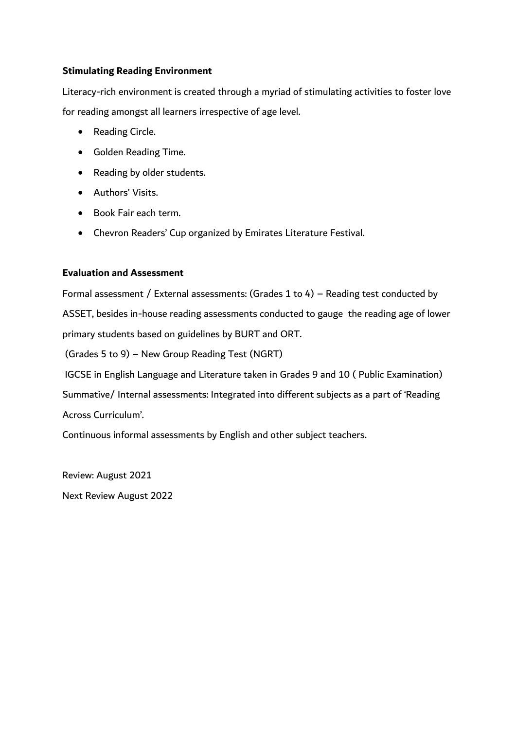**Stimulating Reading Environment**

Literacy-rich environment is created through a myriad of stimulating activities to foster love for reading amongst all learners irrespective of age level.

- Reading Circle.
- Golden Reading Time.
- Reading by older students.
- Authors' Visits.
- Book Fair each term.
- Chevron Readers' Cup organized by Emirates Literature Festival.

**Evaluation and Assessment**

Formal assessment / External assessments: (Grades 1 to 4) – Reading test conducted by ASSET, besides in-house reading assessments conducted to gauge the reading age of lower primary students based on guidelines by BURT and ORT.

(Grades 5 to 9) – New Group Reading Test (NGRT)

IGCSE in English Language and Literature taken in Grades 9 and 10 ( Public Examination)

Summative/ Internal assessments: Integrated into different subjects as a part of 'Reading Across Curriculum'.

Continuous informal assessments by English and other subject teachers.

Review: August 2021

Next Review August 2022